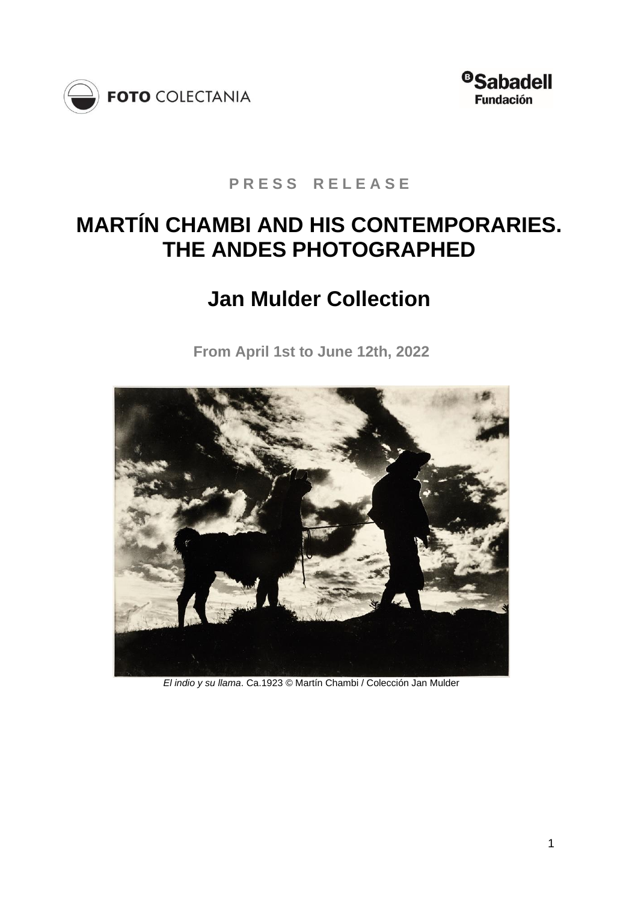FOTO COLECTANIA

Sabadell Fundación

**PRESS RELEASE**

# MARTÍN CHAMBI AND HIS CONTEMPORARIES. THE ANDES PHOTOGRAPHED

## Jan Mulder Collection

**From April 1st to June 12th, 2022**

*El indio y su llama*. Ca.1923 © Martín Chambi / Colección Jan Mulder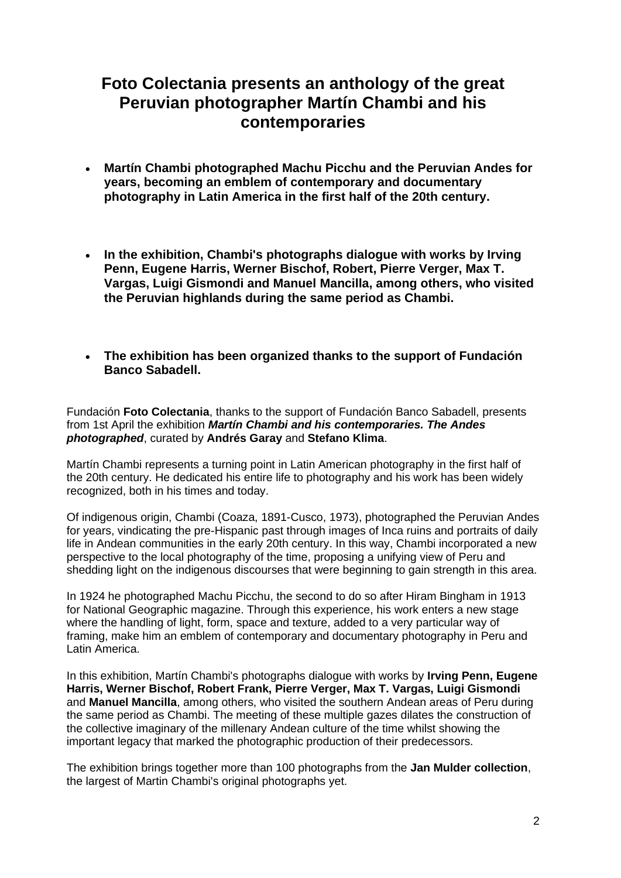# Foto Colectania presents an anthology of the great Peruvian photographer Martín Chambi and his contemporaries

- **Martín Chambi photographed Machu Picchu and the Peruvian Andes for years, becoming an emblem of contemporary and documentary photography in Latin America in the first half of the 20th century.**

- **In the exhibition, Chambi's photographs dialogue with works by Irving Penn, Eugene Harris, Werner Bischof, Robert, Pierre Verger, Max T. Vargas, Luigi Gismondi and Manuel Mancilla, among others, who visited the Peruvian highlands during the same period as Chambi.**

- **The exhibition has been organized thanks to the support of Fundación Banco Sabadell.**

Fundación **Foto Colectania**, thanks to the support of Fundación Banco Sabadell, presents from 1st April the exhibition ***Martín Chambi and his contemporaries. The Andes photographed***, curated by **Andrés Garay** and **Stefano Klima**.

Martín Chambi represents a turning point in Latin American photography in the first half of the 20th century. He dedicated his entire life to photography and his work has been widely recognized, both in his times and today.

Of indigenous origin, Chambi (Coaza, 1891-Cusco, 1973), photographed the Peruvian Andes for years, vindicating the pre-Hispanic past through images of Inca ruins and portraits of daily life in Andean communities in the early 20th century. In this way, Chambi incorporated a new perspective to the local photography of the time, proposing a unifying view of Peru and shedding light on the indigenous discourses that were beginning to gain strength in this area.

In 1924 he photographed Machu Picchu, the second to do so after Hiram Bingham in 1913 for National Geographic magazine. Through this experience, his work enters a new stage where the handling of light, form, space and texture, added to a very particular way of framing, make him an emblem of contemporary and documentary photography in Peru and Latin America.

In this exhibition, Martín Chambi's photographs dialogue with works by **Irving Penn, Eugene Harris, Werner Bischof, Robert Frank, Pierre Verger, Max T. Vargas, Luigi Gismondi** and **Manuel Mancilla**, among others, who visited the southern Andean areas of Peru during the same period as Chambi. The meeting of these multiple gazes dilates the construction of the collective imaginary of the millenary Andean culture of the time whilst showing the important legacy that marked the photographic production of their predecessors.

The exhibition brings together more than 100 photographs from the **Jan Mulder collection**, the largest of Martin Chambi's original photographs yet.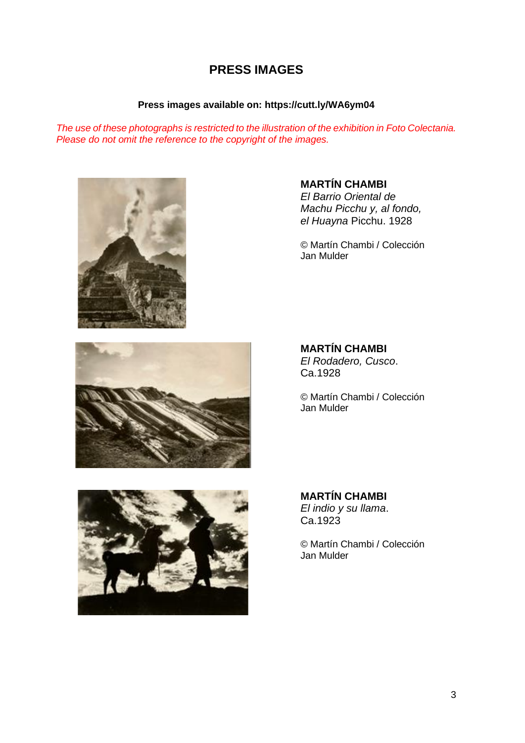# PRESS IMAGES

**Press images available on: https://cutt.ly/WA6ym04**

*The use of these photographs is restricted to the illustration of the exhibition in Foto Colectania. Please do not omit the reference to the copyright of the images.*

**MARTÍN CHAMBI**
*El Barrio Oriental de Machu Picchu y, al fondo, el Huayna* Picchu. 1928

© Martín Chambi / Colección Jan Mulder

**MARTÍN CHAMBI**
*El Rodadero, Cusco*. Ca.1928

© Martín Chambi / Colección Jan Mulder

**MARTÍN CHAMBI**
*El indio y su llama*. Ca.1923

© Martín Chambi / Colección Jan Mulder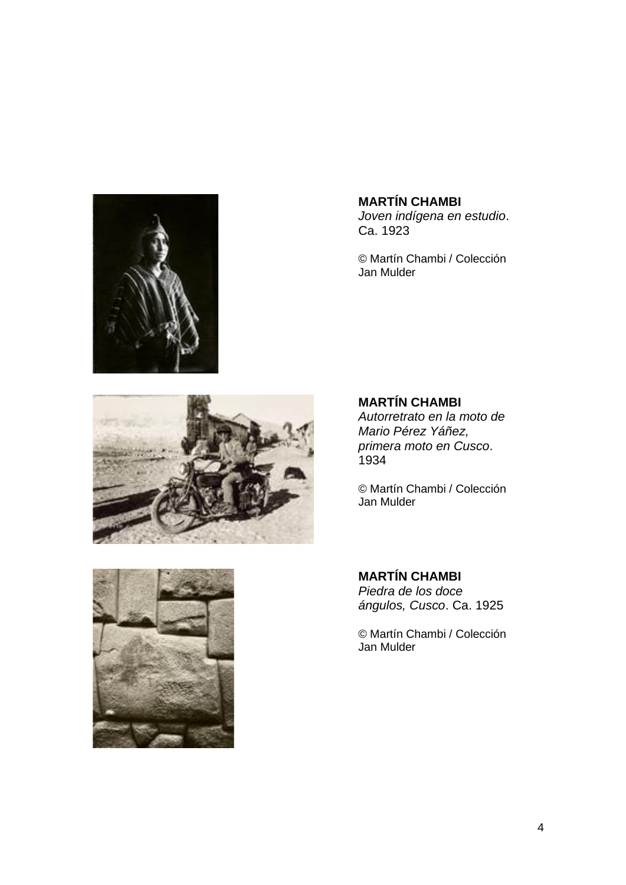**MARTÍN CHAMBI**
*Joven indígena en estudio*. Ca. 1923

© Martín Chambi / Colección Jan Mulder

**MARTÍN CHAMBI**
*Autorretrato en la moto de Mario Pérez Yáñez, primera moto en Cusco*. 1934

© Martín Chambi / Colección Jan Mulder

**MARTÍN CHAMBI**
*Piedra de los doce ángulos, Cusco*. Ca. 1925

© Martín Chambi / Colección Jan Mulder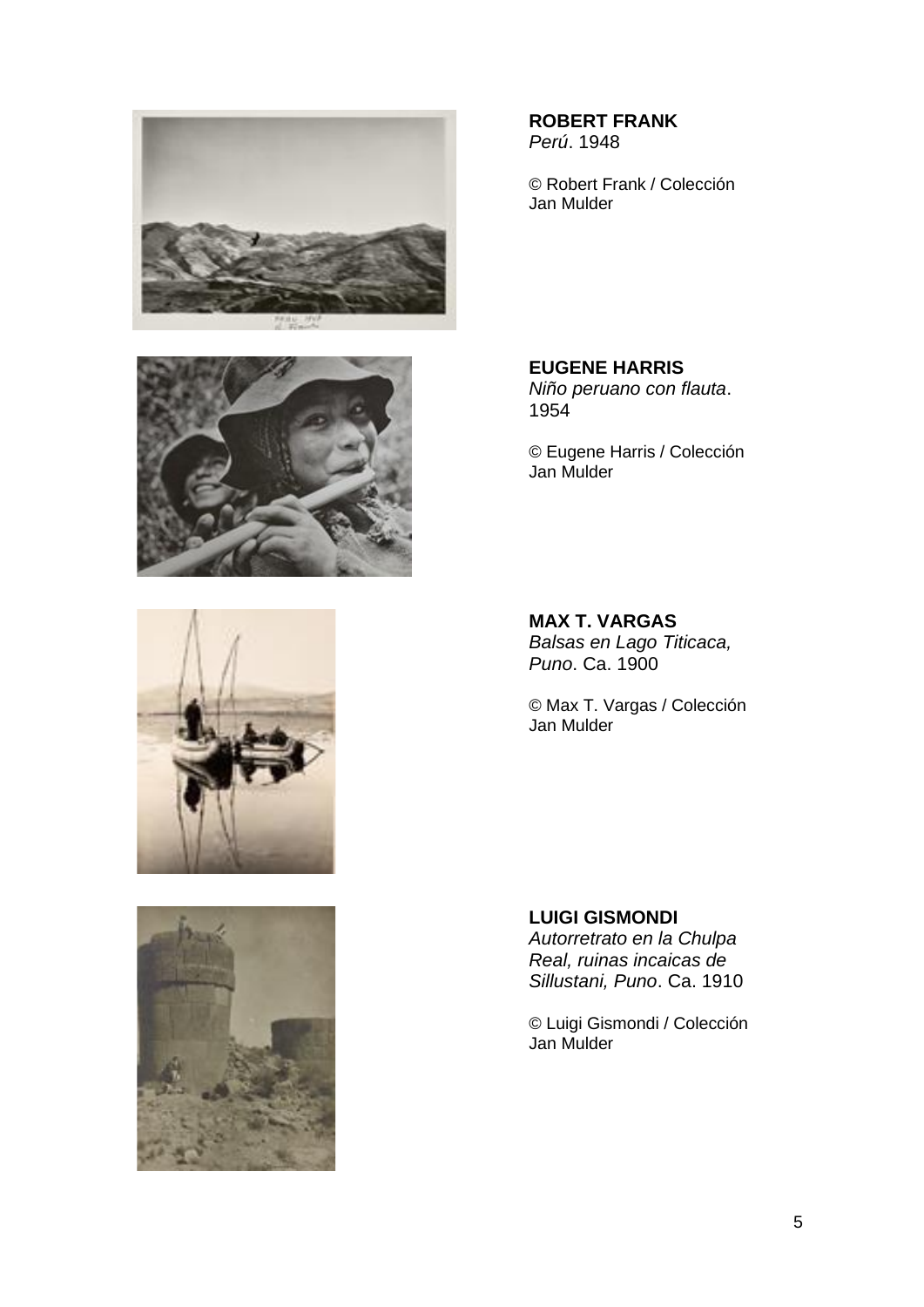**ROBERT FRANK**
*Perú*. 1948

© Robert Frank / Colección Jan Mulder

**EUGENE HARRIS**
*Niño peruano con flauta*. 1954

© Eugene Harris / Colección Jan Mulder

**MAX T. VARGAS**
*Balsas en Lago Titicaca, Puno*. Ca. 1900

© Max T. Vargas / Colección Jan Mulder

**LUIGI GISMONDI**
*Autorretrato en la Chulpa Real, ruinas incaicas de Sillustani, Puno*. Ca. 1910

© Luigi Gismondi / Colección Jan Mulder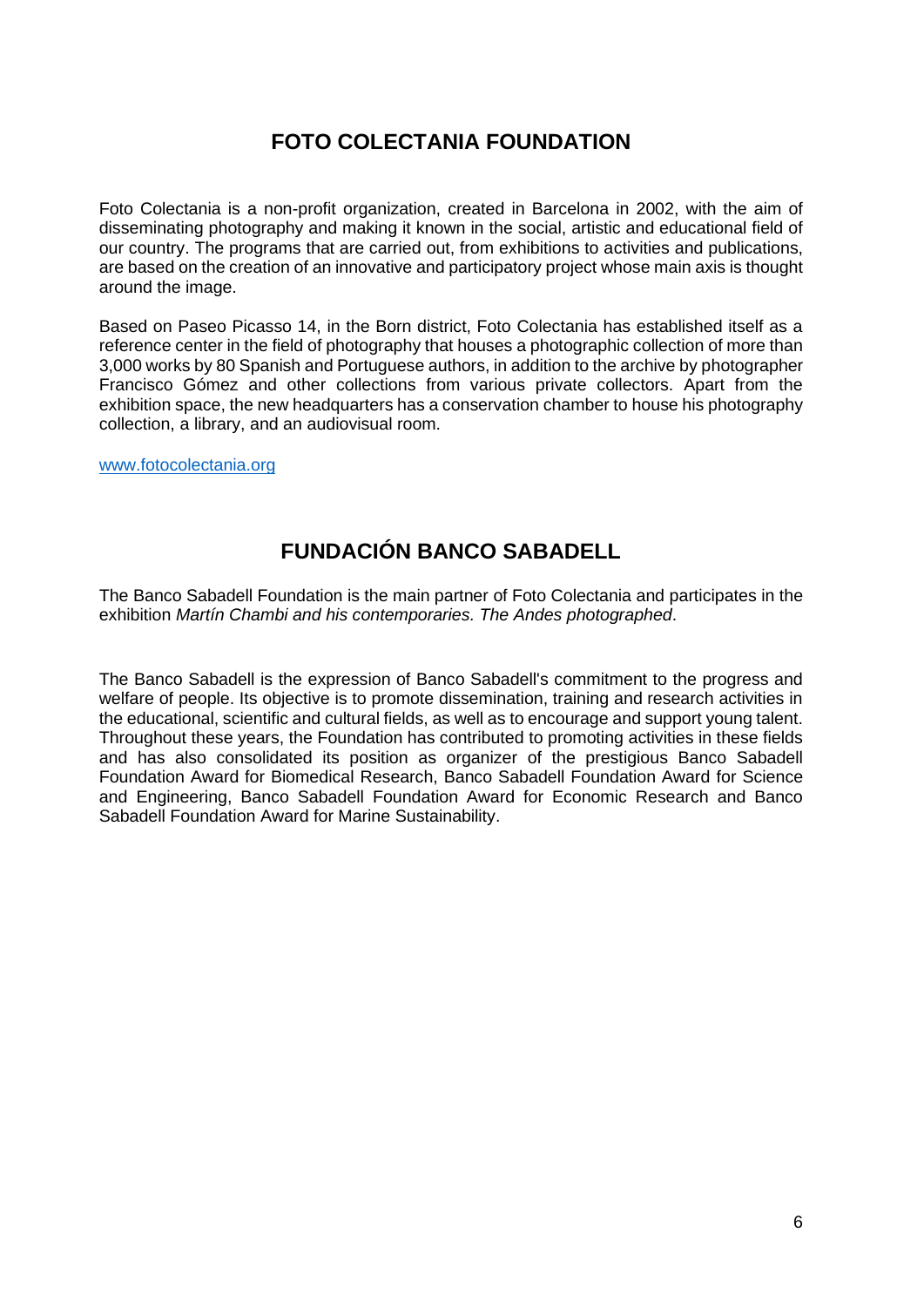## FOTO COLECTANIA FOUNDATION

Foto Colectania is a non-profit organization, created in Barcelona in 2002, with the aim of disseminating photography and making it known in the social, artistic and educational field of our country. The programs that are carried out, from exhibitions to activities and publications, are based on the creation of an innovative and participatory project whose main axis is thought around the image.

Based on Paseo Picasso 14, in the Born district, Foto Colectania has established itself as a reference center in the field of photography that houses a photographic collection of more than 3,000 works by 80 Spanish and Portuguese authors, in addition to the archive by photographer Francisco Gómez and other collections from various private collectors. Apart from the exhibition space, the new headquarters has a conservation chamber to house his photography collection, a library, and an audiovisual room.

www.fotocolectania.org

## FUNDACIÓN BANCO SABADELL

The Banco Sabadell Foundation is the main partner of Foto Colectania and participates in the exhibition *Martín Chambi and his contemporaries. The Andes photographed*.

The Banco Sabadell is the expression of Banco Sabadell's commitment to the progress and welfare of people. Its objective is to promote dissemination, training and research activities in the educational, scientific and cultural fields, as well as to encourage and support young talent. Throughout these years, the Foundation has contributed to promoting activities in these fields and has also consolidated its position as organizer of the prestigious Banco Sabadell Foundation Award for Biomedical Research, Banco Sabadell Foundation Award for Science and Engineering, Banco Sabadell Foundation Award for Economic Research and Banco Sabadell Foundation Award for Marine Sustainability.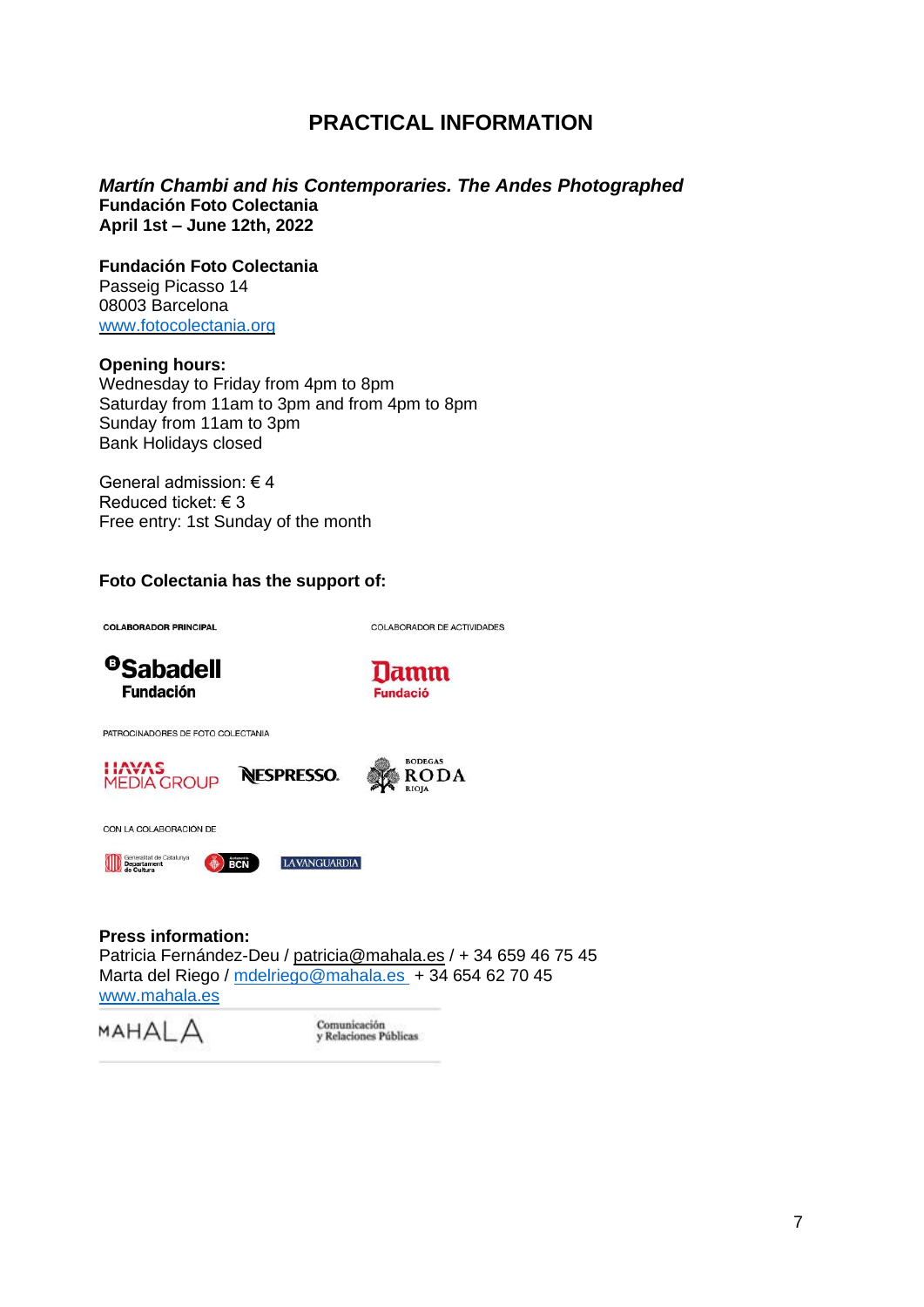# PRACTICAL INFORMATION

***Martín Chambi and his Contemporaries. The Andes Photographed***
**Fundación Foto Colectania**
**April 1st – June 12th, 2022**

**Fundación Foto Colectania**
Passeig Picasso 14
08003 Barcelona
www.fotocolectania.org

**Opening hours:**
Wednesday to Friday from 4pm to 8pm
Saturday from 11am to 3pm and from 4pm to 8pm
Sunday from 11am to 3pm
Bank Holidays closed

General admission: € 4
Reduced ticket: € 3
Free entry: 1st Sunday of the month

**Foto Colectania has the support of:**

COLABORADOR PRINCIPAL

Sabadell Fundación

COLABORADOR DE ACTIVIDADES

Damm Fundació

PATROCINADORES DE FOTO COLECTANIA

HAVAS MEDIA GROUP

NESPRESSO.

BODEGAS RODA RIOJA

CON LA COLABORACIÓN DE

Generalitat de Catalunya Departament de Cultura

Ajuntament de BCN

LA VANGUARDIA

**Press information:**
Patricia Fernández-Deu / patricia@mahala.es / + 34 659 46 75 45
Marta del Riego / mdelriego@mahala.es + 34 654 62 70 45
www.mahala.es

MAHALA
Comunicación y Relaciones Públicas